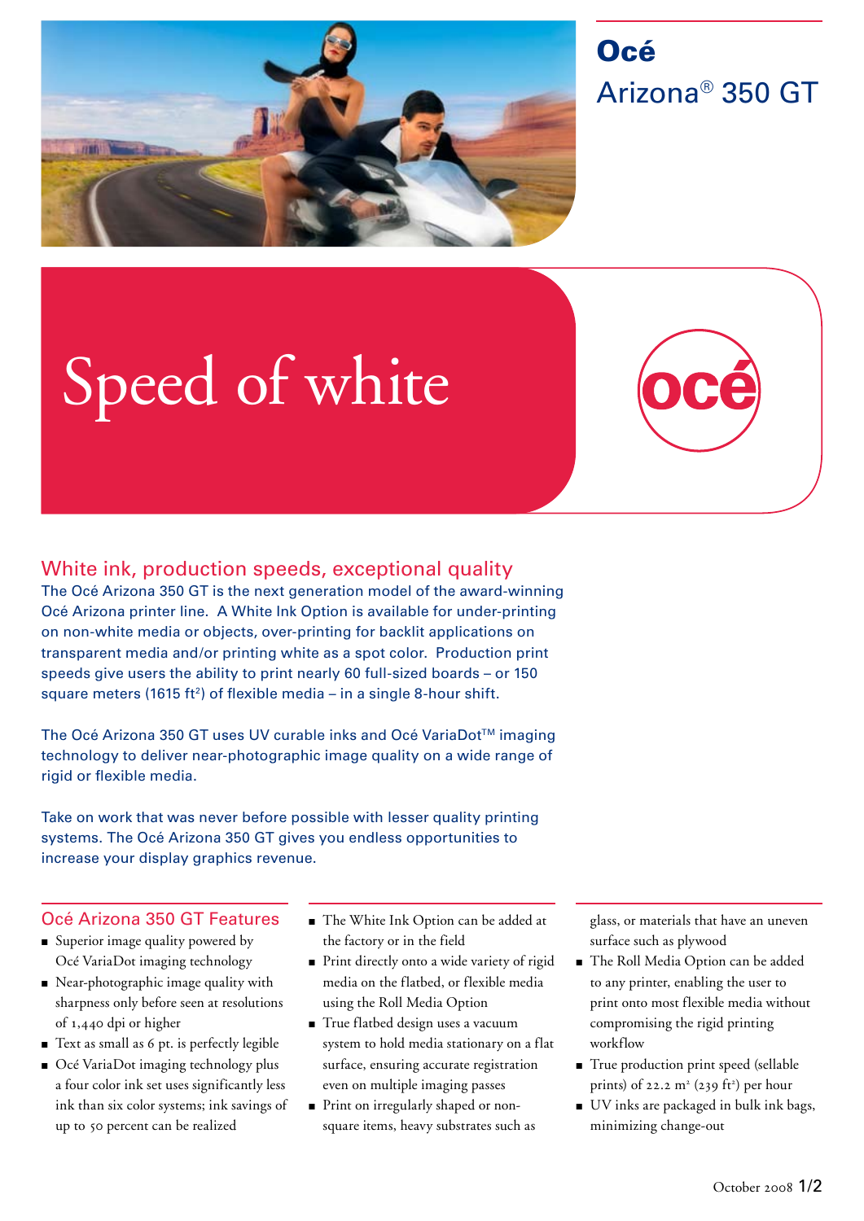# Océ Arizona® 350 GT

# Speed of white

## White ink, production speeds, exceptional quality

The Océ Arizona 350 GT is the next generation model of the award-winning Océ Arizona printer line. A White Ink Option is available for under-printing on non-white media or objects, over-printing for backlit applications on transparent media and/or printing white as a spot color. Production print speeds give users the ability to print nearly 60 full-sized boards – or 150 square meters (1615 ft²) of flexible media – in a single 8-hour shift.

The Océ Arizona 350 GT uses UV curable inks and Océ VariaDot™ imaging technology to deliver near-photographic image quality on a wide range of rigid or flexible media.

Take on work that was never before possible with lesser quality printing systems. The Océ Arizona 350 GT gives you endless opportunities to increase your display graphics revenue.

## Océ Arizona 350 GT Features

- Superior image quality powered by Océ VariaDot imaging technology
- Near-photographic image quality with sharpness only before seen at resolutions of 1,440 dpi or higher
- Text as small as 6 pt. is perfectly legible
- Océ VariaDot imaging technology plus a four color ink set uses significantly less ink than six color systems; ink savings of up to 50 percent can be realized
- The White Ink Option can be added at the factory or in the field
- Print directly onto a wide variety of rigid media on the flatbed, or flexible media using the Roll Media Option
- True flatbed design uses a vacuum system to hold media stationary on a flat surface, ensuring accurate registration even on multiple imaging passes
- Print on irregularly shaped or non-square items, heavy substrates such as glass, or materials that have an uneven surface such as plywood
- The Roll Media Option can be added to any printer, enabling the user to print onto most flexible media without compromising the rigid printing workflow
- True production print speed (sellable prints) of 22.2 m² (239 ft²) per hour
- UV inks are packaged in bulk ink bags, minimizing change-out

October 2008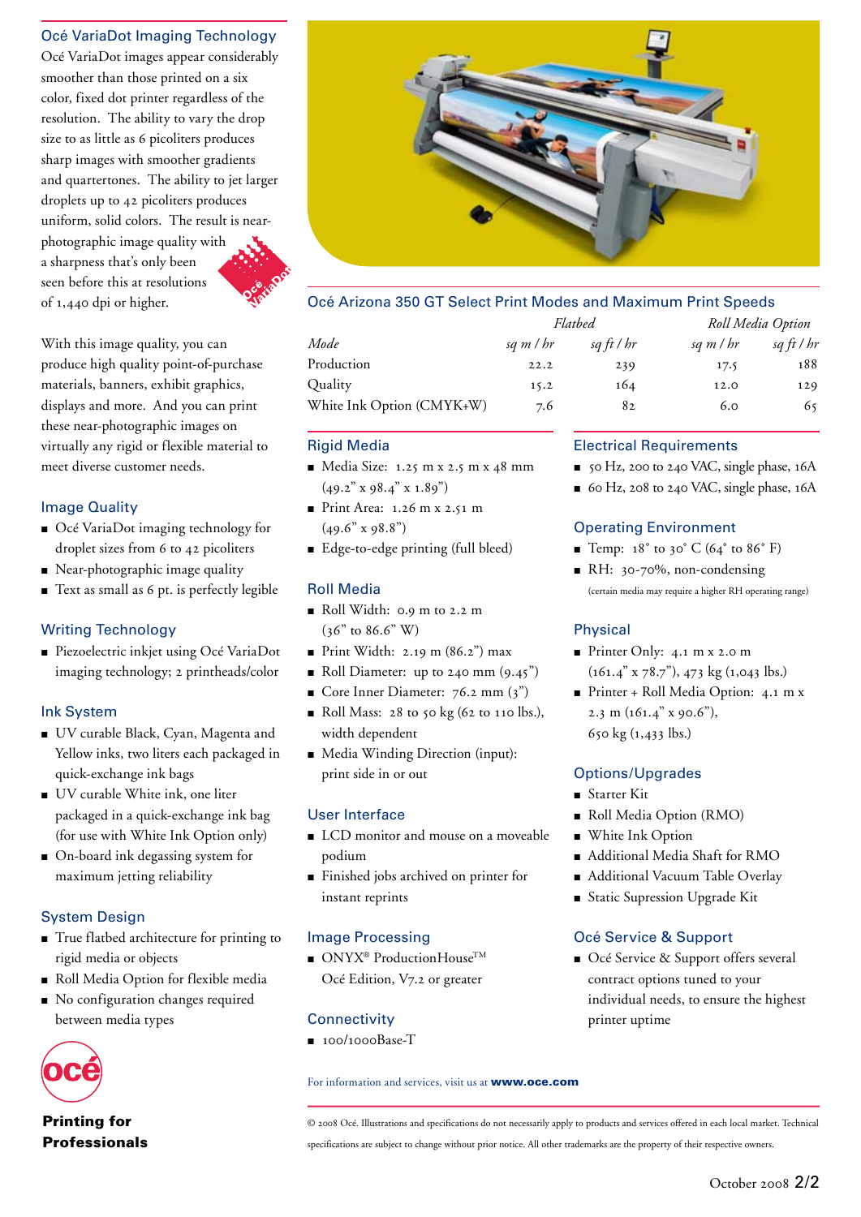## Océ VariaDot Imaging Technology

Océ VariaDot images appear considerably smoother than those printed on a six color, fixed dot printer regardless of the resolution. The ability to vary the drop size to as little as 6 picoliters produces sharp images with smoother gradients and quartertones. The ability to jet larger droplets up to 42 picoliters produces uniform, solid colors. The result is near-photographic image quality with a sharpness that's only been seen before this at resolutions of 1,440 dpi or higher.

With this image quality, you can produce high quality point-of-purchase materials, banners, exhibit graphics, displays and more. And you can print these near-photographic images on virtually any rigid or flexible material to meet diverse customer needs.

## Image Quality

- Océ VariaDot imaging technology for droplet sizes from 6 to 42 picoliters
- Near-photographic image quality
- Text as small as 6 pt. is perfectly legible

## Writing Technology

- Piezoelectric inkjet using Océ VariaDot imaging technology; 2 printheads/color

## Ink System

- UV curable Black, Cyan, Magenta and Yellow inks, two liters each packaged in quick-exchange ink bags
- UV curable White ink, one liter packaged in a quick-exchange ink bag (for use with White Ink Option only)
- On-board ink degassing system for maximum jetting reliability

## System Design

- True flatbed architecture for printing to rigid media or objects
- Roll Media Option for flexible media
- No configuration changes required between media types

**Printing for Professionals**

## Océ Arizona 350 GT Select Print Modes and Maximum Print Speeds

| | *Flatbed* | | *Roll Media Option* | |
|---|---|---|---|---|
| *Mode* | *sq m / hr* | *sq ft / hr* | *sq m / hr* | *sq ft / hr* |
| Production | 22.2 | 239 | 17.5 | 188 |
| Quality | 15.2 | 164 | 12.0 | 129 |
| White Ink Option (CMYK+W) | 7.6 | 82 | 6.0 | 65 |

## Rigid Media

- Media Size: 1.25 m x 2.5 m x 48 mm (49.2" x 98.4" x 1.89")
- Print Area: 1.26 m x 2.51 m (49.6" x 98.8")
- Edge-to-edge printing (full bleed)

## Roll Media

- Roll Width: 0.9 m to 2.2 m (36" to 86.6" W)
- Print Width: 2.19 m (86.2") max
- Roll Diameter: up to 240 mm (9.45")
- Core Inner Diameter: 76.2 mm (3")
- Roll Mass: 28 to 50 kg (62 to 110 lbs.), width dependent
- Media Winding Direction (input): print side in or out

## User Interface

- LCD monitor and mouse on a moveable podium
- Finished jobs archived on printer for instant reprints

## Image Processing

- ONYX® ProductionHouse™ Océ Edition, V7.2 or greater

## Connectivity

- 100/1000Base-T

## Electrical Requirements

- 50 Hz, 200 to 240 VAC, single phase, 16A
- 60 Hz, 208 to 240 VAC, single phase, 16A

## Operating Environment

- Temp: 18° to 30° C (64° to 86° F)
- RH: 30-70%, non-condensing

(certain media may require a higher RH operating range)

## Physical

- Printer Only: 4.1 m x 2.0 m (161.4" x 78.7"), 473 kg (1,043 lbs.)
- Printer + Roll Media Option: 4.1 m x 2.3 m (161.4" x 90.6"), 650 kg (1,433 lbs.)

## Options/Upgrades

- Starter Kit
- Roll Media Option (RMO)
- White Ink Option
- Additional Media Shaft for RMO
- Additional Vacuum Table Overlay
- Static Supression Upgrade Kit

## Océ Service & Support

- Océ Service & Support offers several contract options tuned to your individual needs, to ensure the highest printer uptime

For information and services, visit us at **www.oce.com**

© 2008 Océ. Illustrations and specifications do not necessarily apply to products and services offered in each local market. Technical specifications are subject to change without prior notice. All other trademarks are the property of their respective owners.

October 2008